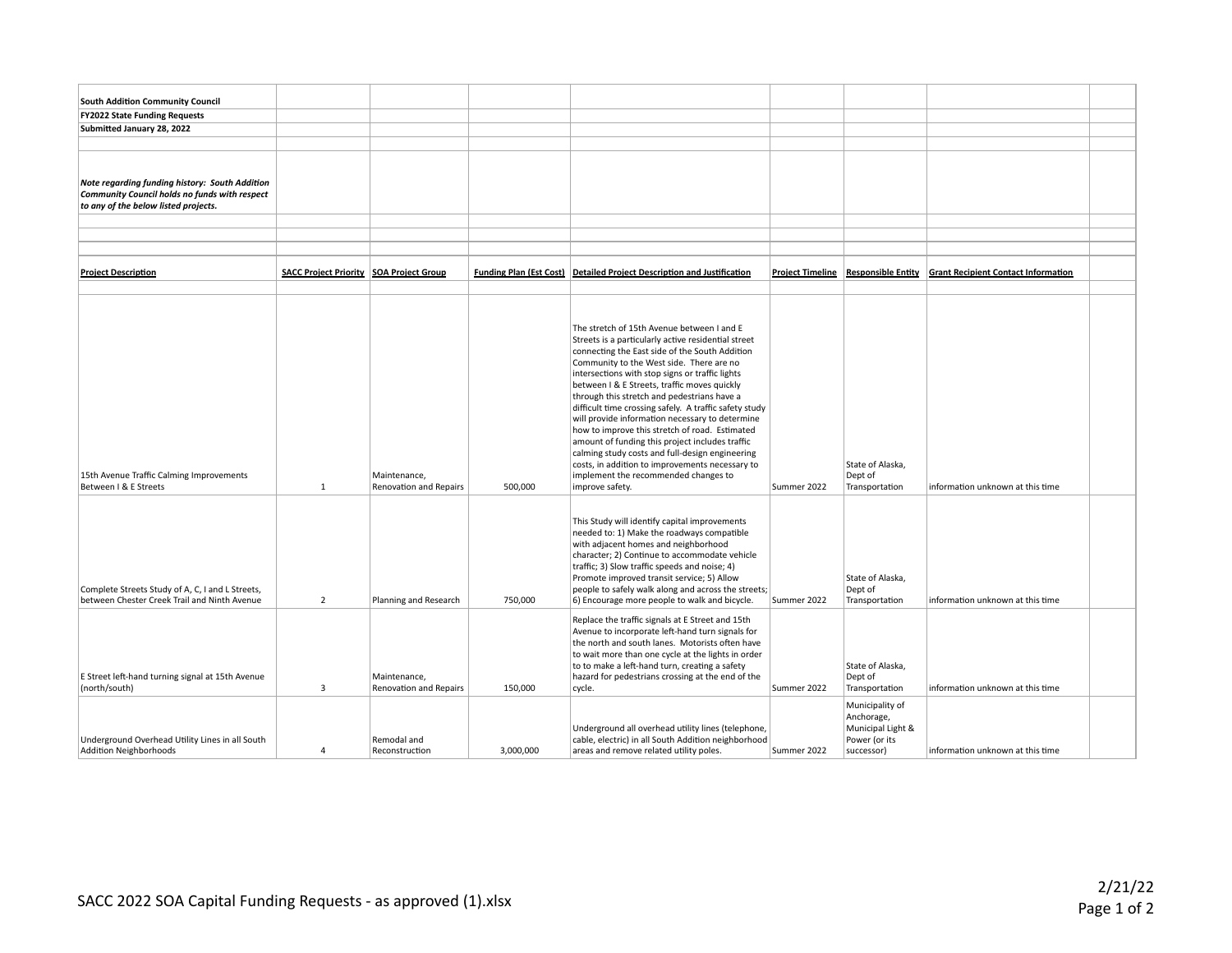**South Addition Community Council**
**FY2022 State Funding Requests**
**Submitted January 28, 2022**

***Note regarding funding history: South Addition Community Council holds no funds with respect to any of the below listed projects.***

| Project Description | SACC Project Priority | SOA Project Group | Funding Plan (Est Cost) | Detailed Project Description and Justification | Project Timeline | Responsible Entity | Grant Recipient Contact Information |
|---|---|---|---|---|---|---|---|
| 15th Avenue Traffic Calming Improvements Between I & E Streets | 1 | Maintenance, Renovation and Repairs | 500,000 | The stretch of 15th Avenue between I and E Streets is a particularly active residential street connecting the East side of the South Addition Community to the West side. There are no intersections with stop signs or traffic lights between I & E Streets, traffic moves quickly through this stretch and pedestrians have a difficult time crossing safely. A traffic safety study will provide information necessary to determine how to improve this stretch of road. Estimated amount of funding this project includes traffic calming study costs and full-design engineering costs, in addition to improvements necessary to implement the recommended changes to improve safety. | Summer 2022 | State of Alaska, Dept of Transportation | information unknown at this time |
| Complete Streets Study of A, C, I and L Streets, between Chester Creek Trail and Ninth Avenue | 2 | Planning and Research | 750,000 | This Study will identify capital improvements needed to: 1) Make the roadways compatible with adjacent homes and neighborhood character; 2) Continue to accommodate vehicle traffic; 3) Slow traffic speeds and noise; 4) Promote improved transit service; 5) Allow people to safely walk along and across the streets; 6) Encourage more people to walk and bicycle. | Summer 2022 | State of Alaska, Dept of Transportation | information unknown at this time |
| E Street left-hand turning signal at 15th Avenue (north/south) | 3 | Maintenance, Renovation and Repairs | 150,000 | Replace the traffic signals at E Street and 15th Avenue to incorporate left-hand turn signals for the north and south lanes. Motorists often have to wait more than one cycle at the lights in order to to make a left-hand turn, creating a safety hazard for pedestrians crossing at the end of the cycle. | Summer 2022 | State of Alaska, Dept of Transportation | information unknown at this time |
| Underground Overhead Utility Lines in all South Addition Neighborhoods | 4 | Remodal and Reconstruction | 3,000,000 | Underground all overhead utility lines (telephone, cable, electric) in all South Addition neighborhood areas and remove related utility poles. | Summer 2022 | Municipality of Anchorage, Municipal Light & Power (or its successor) | information unknown at this time |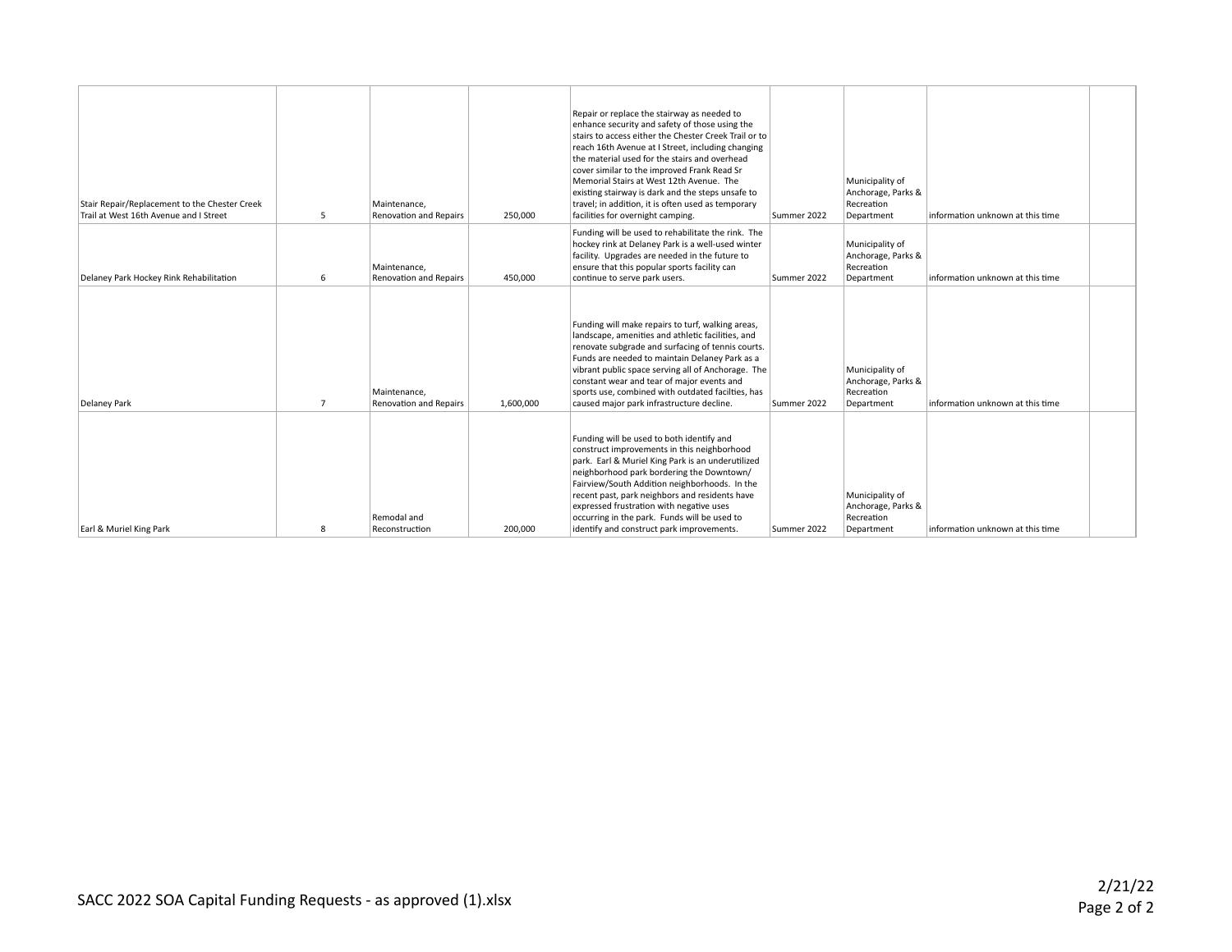| | | | | | | | | |
|---|---|---|---|---|---|---|---|---|
| Stair Repair/Replacement to the Chester Creek Trail at West 16th Avenue and I Street | 5 | Maintenance, Renovation and Repairs | 250,000 | Repair or replace the stairway as needed to enhance security and safety of those using the stairs to access either the Chester Creek Trail or to reach 16th Avenue at I Street, including changing the material used for the stairs and overhead cover similar to the improved Frank Read Sr Memorial Stairs at West 12th Avenue. The existing stairway is dark and the steps unsafe to travel; in addition, it is often used as temporary facilities for overnight camping. | Summer 2022 | Municipality of Anchorage, Parks & Recreation Department | information unknown at this time | |
| Delaney Park Hockey Rink Rehabilitation | 6 | Maintenance, Renovation and Repairs | 450,000 | Funding will be used to rehabilitate the rink. The hockey rink at Delaney Park is a well-used winter facility. Upgrades are needed in the future to ensure that this popular sports facility can continue to serve park users. | Summer 2022 | Municipality of Anchorage, Parks & Recreation Department | information unknown at this time | |
| Delaney Park | 7 | Maintenance, Renovation and Repairs | 1,600,000 | Funding will make repairs to turf, walking areas, landscape, amenities and athletic facilities, and renovate subgrade and surfacing of tennis courts. Funds are needed to maintain Delaney Park as a vibrant public space serving all of Anchorage. The constant wear and tear of major events and sports use, combined with outdated facilties, has caused major park infrastructure decline. | Summer 2022 | Municipality of Anchorage, Parks & Recreation Department | information unknown at this time | |
| Earl & Muriel King Park | 8 | Remodal and Reconstruction | 200,000 | Funding will be used to both identify and construct improvements in this neighborhood park. Earl & Muriel King Park is an underutilized neighborhood park bordering the Downtown/ Fairview/South Addition neighborhoods. In the recent past, park neighbors and residents have expressed frustration with negative uses occurring in the park. Funds will be used to identify and construct park improvements. | Summer 2022 | Municipality of Anchorage, Parks & Recreation Department | information unknown at this time | |

SACC 2022 SOA Capital Funding Requests - as approved (1).xlsx

2/21/22